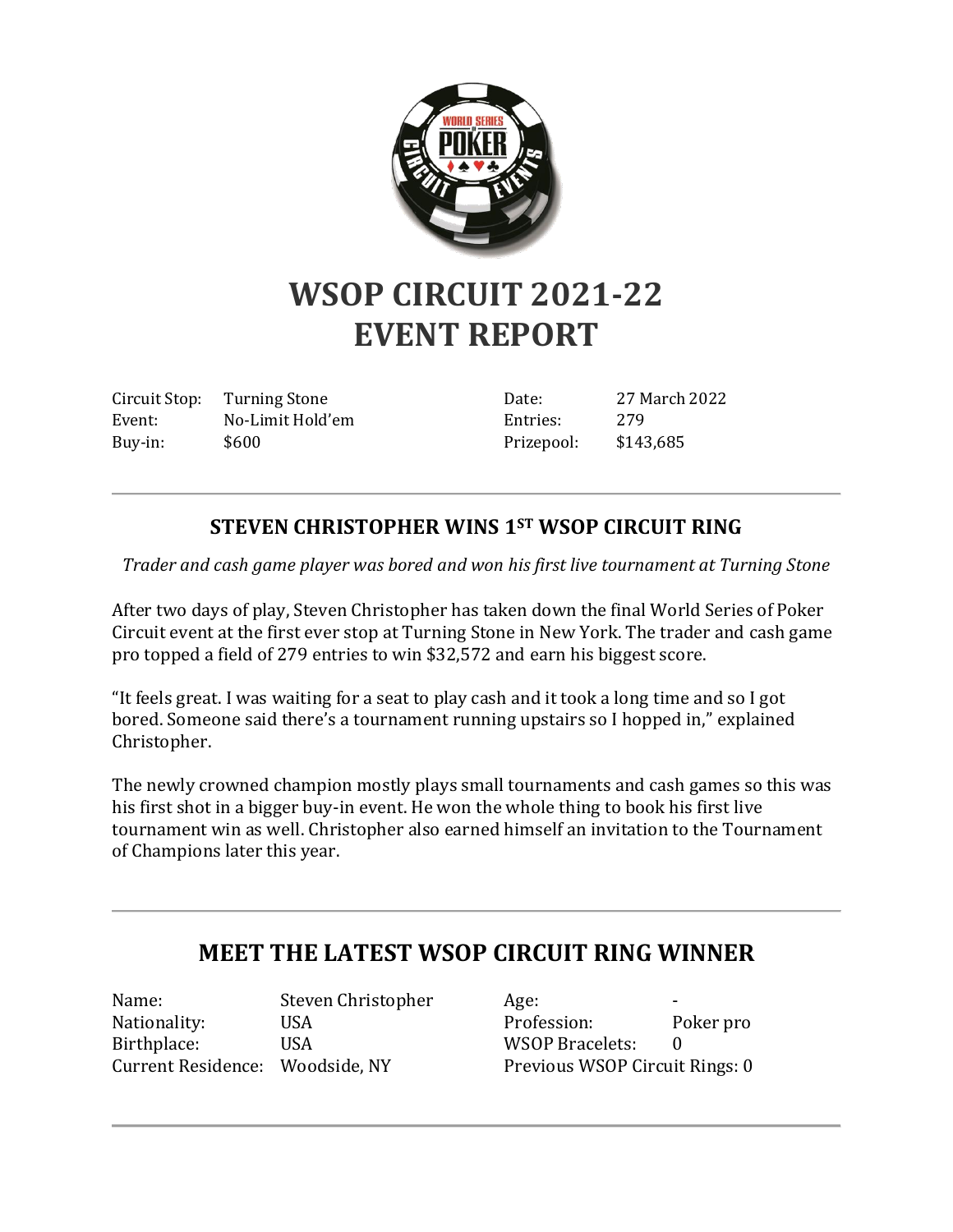# WSOP CIRCUIT 2021-22
# EVENT REPORT

| | | | |
|---|---|---|---|
| Circuit Stop: | Turning Stone | Date: | 27 March 2022 |
| Event: | No-Limit Hold'em | Entries: | 279 |
| Buy-in: | $600 | Prizepool: | $143,685 |

---

## STEVEN CHRISTOPHER WINS 1ST WSOP CIRCUIT RING

*Trader and cash game player was bored and won his first live tournament at Turning Stone*

After two days of play, Steven Christopher has taken down the final World Series of Poker Circuit event at the first ever stop at Turning Stone in New York. The trader and cash game pro topped a field of 279 entries to win $32,572 and earn his biggest score.

"It feels great. I was waiting for a seat to play cash and it took a long time and so I got bored. Someone said there's a tournament running upstairs so I hopped in," explained Christopher.

The newly crowned champion mostly plays small tournaments and cash games so this was his first shot in a bigger buy-in event. He won the whole thing to book his first live tournament win as well. Christopher also earned himself an invitation to the Tournament of Champions later this year.

---

## MEET THE LATEST WSOP CIRCUIT RING WINNER

| | | | |
|---|---|---|---|
| Name: | Steven Christopher | Age: | - |
| Nationality: | USA | Profession: | Poker pro |
| Birthplace: | USA | WSOP Bracelets: | 0 |
| Current Residence: | Woodside, NY | Previous WSOP Circuit Rings: | 0 |

---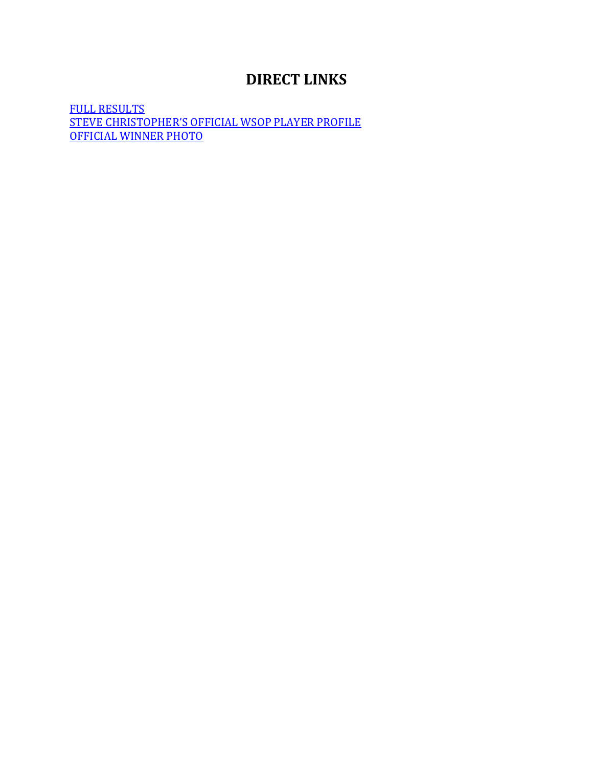# DIRECT LINKS

FULL RESULTS
STEVE CHRISTOPHER'S OFFICIAL WSOP PLAYER PROFILE
OFFICIAL WINNER PHOTO